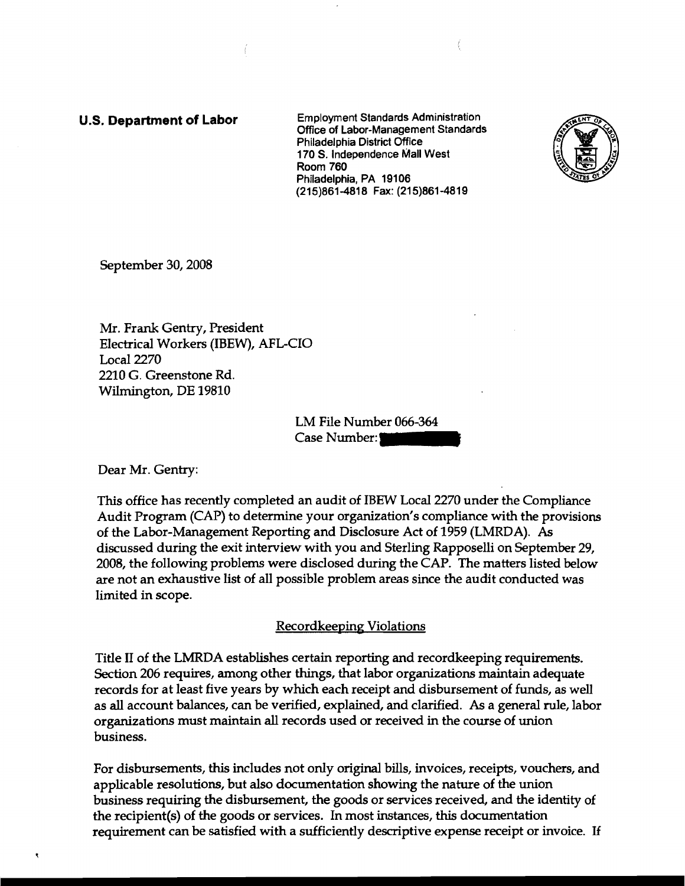**U.S. Department of Labor**

Employment Standards Administration
Office of Labor-Management Standards
Philadelphia District Office
170 S. Independence Mall West
Room 760
Philadelphia, PA 19106
(215)861-4818 Fax: (215)861-4819

September 30, 2008

Mr. Frank Gentry, President
Electrical Workers (IBEW), AFL-CIO
Local 2270
2210 G. Greenstone Rd.
Wilmington, DE 19810

LM File Number 066-364
Case Number:

Dear Mr. Gentry:

This office has recently completed an audit of IBEW Local 2270 under the Compliance Audit Program (CAP) to determine your organization's compliance with the provisions of the Labor-Management Reporting and Disclosure Act of 1959 (LMRDA). As discussed during the exit interview with you and Sterling Rapposelli on September 29, 2008, the following problems were disclosed during the CAP. The matters listed below are not an exhaustive list of all possible problem areas since the audit conducted was limited in scope.

## Recordkeeping Violations

Title II of the LMRDA establishes certain reporting and recordkeeping requirements. Section 206 requires, among other things, that labor organizations maintain adequate records for at least five years by which each receipt and disbursement of funds, as well as all account balances, can be verified, explained, and clarified. As a general rule, labor organizations must maintain all records used or received in the course of union business.

For disbursements, this includes not only original bills, invoices, receipts, vouchers, and applicable resolutions, but also documentation showing the nature of the union business requiring the disbursement, the goods or services received, and the identity of the recipient(s) of the goods or services. In most instances, this documentation requirement can be satisfied with a sufficiently descriptive expense receipt or invoice. If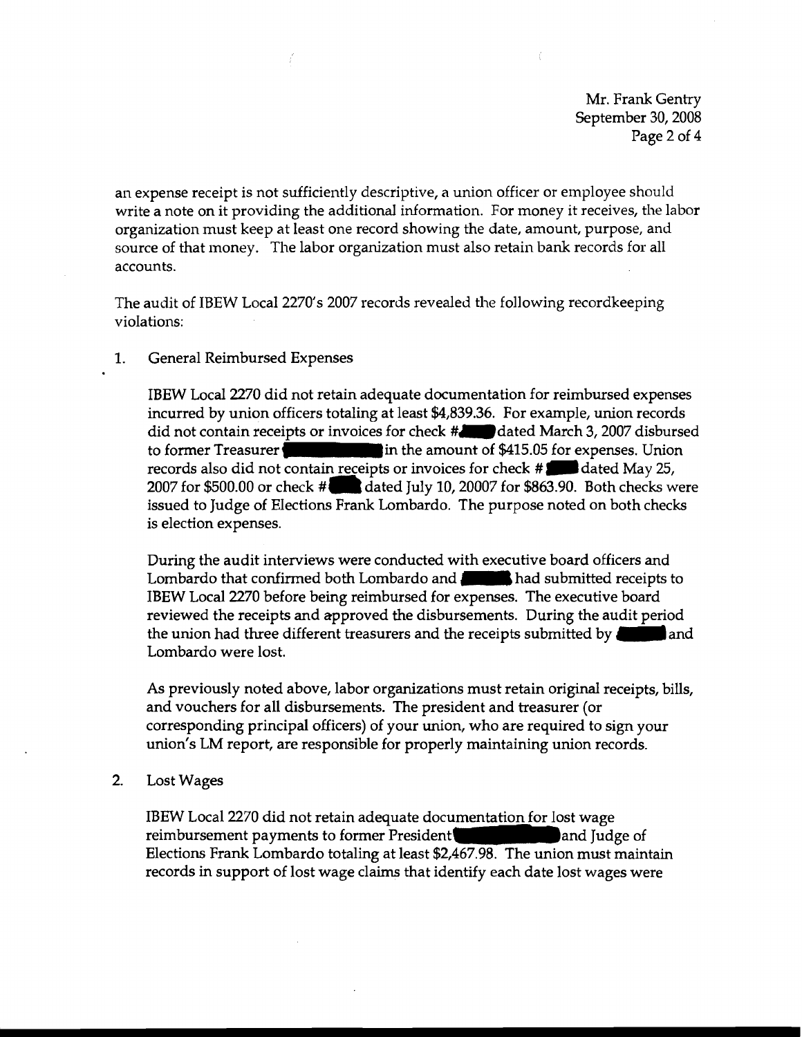an expense receipt is not sufficiently descriptive, a union officer or employee should write a note on it providing the additional information. For money it receives, the labor organization must keep at least one record showing the date, amount, purpose, and source of that money. The labor organization must also retain bank records for all accounts.

The audit of IBEW Local 2270's 2007 records revealed the following recordkeeping violations:

1. General Reimbursed Expenses

   IBEW Local 2270 did not retain adequate documentation for reimbursed expenses incurred by union officers totaling at least $4,839.36. For example, union records did not contain receipts or invoices for check # dated March 3, 2007 disbursed to former Treasurer in the amount of $415.05 for expenses. Union records also did not contain receipts or invoices for check # dated May 25, 2007 for $500.00 or check # dated July 10, 20007 for $863.90. Both checks were issued to Judge of Elections Frank Lombardo. The purpose noted on both checks is election expenses.

   During the audit interviews were conducted with executive board officers and Lombardo that confirmed both Lombardo and had submitted receipts to IBEW Local 2270 before being reimbursed for expenses. The executive board reviewed the receipts and approved the disbursements. During the audit period the union had three different treasurers and the receipts submitted by and Lombardo were lost.

   As previously noted above, labor organizations must retain original receipts, bills, and vouchers for all disbursements. The president and treasurer (or corresponding principal officers) of your union, who are required to sign your union's LM report, are responsible for properly maintaining union records.

2. Lost Wages

   IBEW Local 2270 did not retain adequate documentation for lost wage reimbursement payments to former President and Judge of Elections Frank Lombardo totaling at least $2,467.98. The union must maintain records in support of lost wage claims that identify each date lost wages were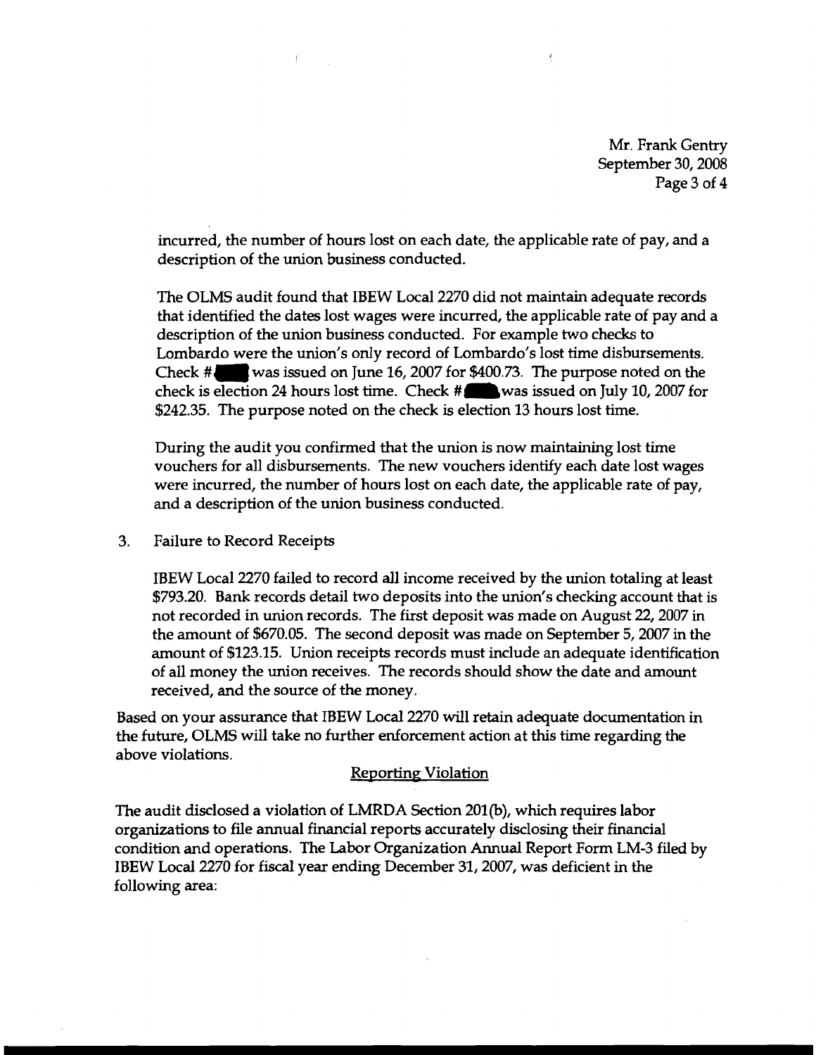incurred, the number of hours lost on each date, the applicable rate of pay, and a description of the union business conducted.

The OLMS audit found that IBEW Local 2270 did not maintain adequate records that identified the dates lost wages were incurred, the applicable rate of pay and a description of the union business conducted. For example two checks to Lombardo were the union's only record of Lombardo's lost time disbursements. Check # was issued on June 16, 2007 for $400.73. The purpose noted on the check is election 24 hours lost time. Check # was issued on July 10, 2007 for $242.35. The purpose noted on the check is election 13 hours lost time.

During the audit you confirmed that the union is now maintaining lost time vouchers for all disbursements. The new vouchers identify each date lost wages were incurred, the number of hours lost on each date, the applicable rate of pay, and a description of the union business conducted.

3. Failure to Record Receipts

   IBEW Local 2270 failed to record all income received by the union totaling at least $793.20. Bank records detail two deposits into the union's checking account that is not recorded in union records. The first deposit was made on August 22, 2007 in the amount of $670.05. The second deposit was made on September 5, 2007 in the amount of $123.15. Union receipts records must include an adequate identification of all money the union receives. The records should show the date and amount received, and the source of the money.

Based on your assurance that IBEW Local 2270 will retain adequate documentation in the future, OLMS will take no further enforcement action at this time regarding the above violations.

## Reporting Violation

The audit disclosed a violation of LMRDA Section 201(b), which requires labor organizations to file annual financial reports accurately disclosing their financial condition and operations. The Labor Organization Annual Report Form LM-3 filed by IBEW Local 2270 for fiscal year ending December 31, 2007, was deficient in the following area: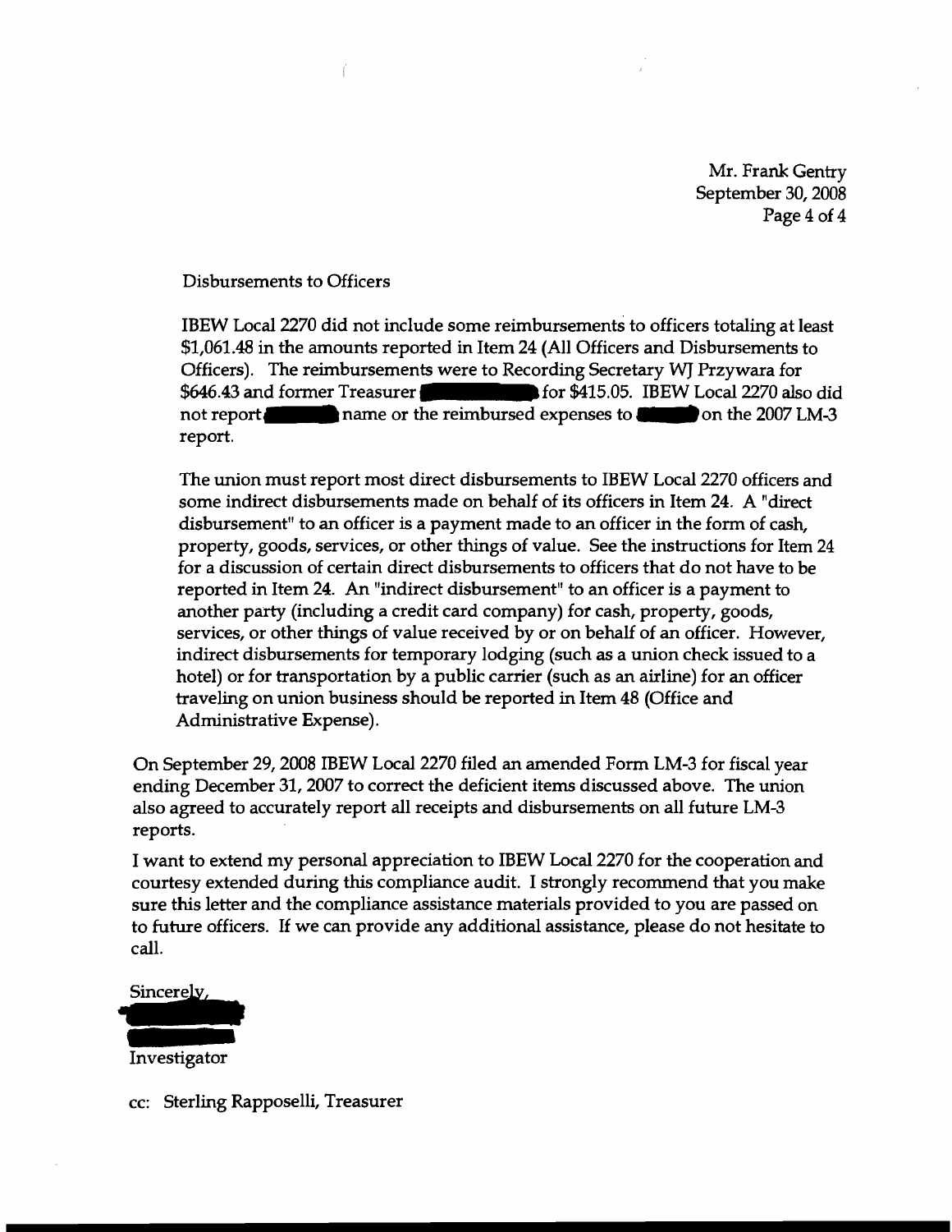Mr. Frank Gentry
September 30, 2008

## Disbursements to Officers

IBEW Local 2270 did not include some reimbursements to officers totaling at least $1,061.48 in the amounts reported in Item 24 (All Officers and Disbursements to Officers). The reimbursements were to Recording Secretary WJ Przywara for $646.43 and former Treasurer [redacted] for $415.05. IBEW Local 2270 also did not report [redacted] name or the reimbursed expenses to [redacted] on the 2007 LM-3 report.

The union must report most direct disbursements to IBEW Local 2270 officers and some indirect disbursements made on behalf of its officers in Item 24. A "direct disbursement" to an officer is a payment made to an officer in the form of cash, property, goods, services, or other things of value. See the instructions for Item 24 for a discussion of certain direct disbursements to officers that do not have to be reported in Item 24. An "indirect disbursement" to an officer is a payment to another party (including a credit card company) for cash, property, goods, services, or other things of value received by or on behalf of an officer. However, indirect disbursements for temporary lodging (such as a union check issued to a hotel) or for transportation by a public carrier (such as an airline) for an officer traveling on union business should be reported in Item 48 (Office and Administrative Expense).

On September 29, 2008 IBEW Local 2270 filed an amended Form LM-3 for fiscal year ending December 31, 2007 to correct the deficient items discussed above. The union also agreed to accurately report all receipts and disbursements on all future LM-3 reports.

I want to extend my personal appreciation to IBEW Local 2270 for the cooperation and courtesy extended during this compliance audit. I strongly recommend that you make sure this letter and the compliance assistance materials provided to you are passed on to future officers. If we can provide any additional assistance, please do not hesitate to call.

Sincerely,

[redacted]

Investigator

cc: Sterling Rapposelli, Treasurer